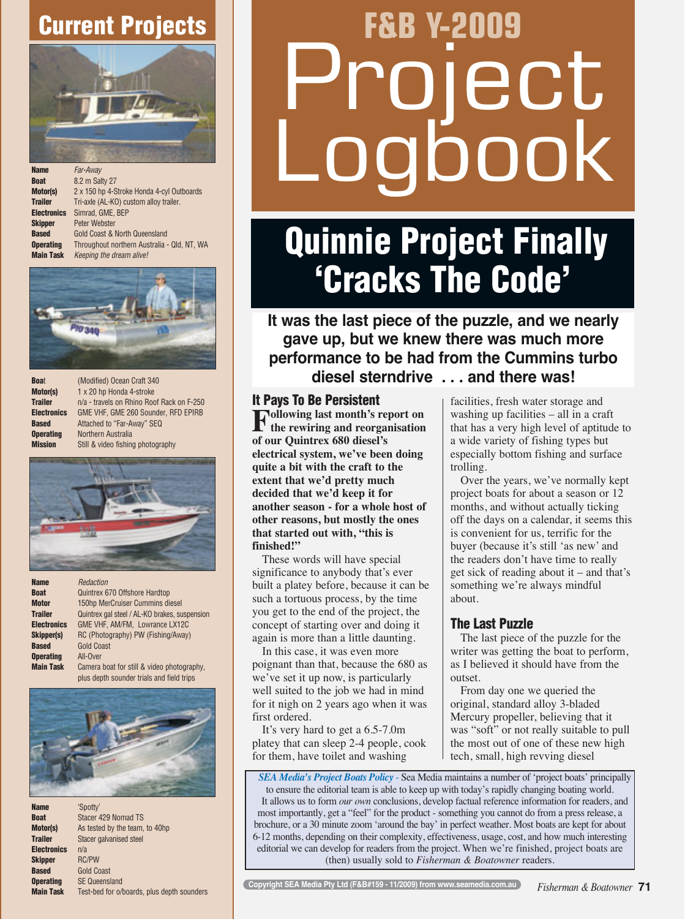## Current Projects

| | |
|---|---|
| **Name** | *Far-Away* |
| **Boat** | 8.2 m Salty 27 |
| **Motor(s)** | 2 x 150 hp 4-Stroke Honda 4-cyl Outboards |
| **Trailer** | Tri-axle (AL-KO) custom alloy trailer. |
| **Electronics** | Simrad, GME, BEP |
| **Skipper** | Peter Webster |
| **Based** | Gold Coast & North Queensland |
| **Operating** | Throughout northern Australia - Qld, NT, WA |
| **Main Task** | *Keeping the dream alive!* |

| | |
|---|---|
| **Boat** | (Modified) Ocean Craft 340 |
| **Motor(s)** | 1 x 20 hp Honda 4-stroke |
| **Trailer** | n/a - travels on Rhino Roof Rack on F-250 |
| **Electronics** | GME VHF, GME 260 Sounder, RFD EPIRB |
| **Based** | Attached to "Far-Away" SEQ |
| **Operating** | Northern Australia |
| **Mission** | Still & video fishing photography |

| | |
|---|---|
| **Name** | *Redaction* |
| **Boat** | Quintrex 670 Offshore Hardtop |
| **Motor** | 150hp MerCruiser Cummins diesel |
| **Trailer** | Quintrex gal steel / AL-KO brakes, suspension |
| **Electronics** | GME VHF, AM/FM, Lowrance LX12C |
| **Skipper(s)** | RC (Photography) PW (Fishing/Away) |
| **Based** | Gold Coast |
| **Operating** | All-Over |
| **Main Task** | Camera boat for still & video photography, plus depth sounder trials and field trips |

| | |
|---|---|
| **Name** | 'Spotty' |
| **Boat** | Stacer 429 Nomad TS |
| **Motor(s)** | As tested by the team, to 40hp |
| **Trailer** | Stacer galvanised steel |
| **Electronics** | n/a |
| **Skipper** | RC/PW |
| **Based** | Gold Coast |
| **Operating** | SE Queensland |
| **Main Task** | Test-bed for o/boards, plus depth sounders |

# F&B Y-2009 Project Logbook

# Quinnie Project Finally 'Cracks The Code'

**It was the last piece of the puzzle, and we nearly gave up, but we knew there was much more performance to be had from the Cummins turbo diesel sterndrive . . . and there was!**

### It Pays To Be Persistent

**Following last month's report on the rewiring and reorganisation of our Quintrex 680 diesel's electrical system, we've been doing quite a bit with the craft to the extent that we'd pretty much decided that we'd keep it for another season - for a whole host of other reasons, but mostly the ones that started out with, "this is finished!"**

These words will have special significance to anybody that's ever built a platey before, because it can be such a tortuous process, by the time you get to the end of the project, the concept of starting over and doing it again is more than a little daunting.

In this case, it was even more poignant than that, because the 680 as we've set it up now, is particularly well suited to the job we had in mind for it nigh on 2 years ago when it was first ordered.

It's very hard to get a 6.5-7.0m platey that can sleep 2-4 people, cook for them, have toilet and washing facilities, fresh water storage and washing up facilities – all in a craft that has a very high level of aptitude to a wide variety of fishing types but especially bottom fishing and surface trolling.

Over the years, we've normally kept project boats for about a season or 12 months, and without actually ticking off the days on a calendar, it seems this is convenient for us, terrific for the buyer (because it's still 'as new' and the readers don't have time to really get sick of reading about it – and that's something we're always mindful about.

### The Last Puzzle

The last piece of the puzzle for the writer was getting the boat to perform, as I believed it should have from the outset.

From day one we queried the original, standard alloy 3-bladed Mercury propeller, believing that it was "soft" or not really suitable to pull the most out of one of these new high tech, small, high revving diesel

*SEA Media's Project Boats Policy* - Sea Media maintains a number of 'project boats' principally to ensure the editorial team is able to keep up with today's rapidly changing boating world. It allows us to form *our own* conclusions, develop factual reference information for readers, and most importantly, get a "feel" for the product - something you cannot do from a press release, a brochure, or a 30 minute zoom 'around the bay' in perfect weather. Most boats are kept for about 6-12 months, depending on their complexity, effectiveness, usage, cost, and how much interesting editorial we can develop for readers from the project. When we're finished, project boats are (then) usually sold to *Fisherman & Boatowner* readers.

Copyright SEA Media Pty Ltd (F&B#159 - 11/2009) from www.seamedia.com.au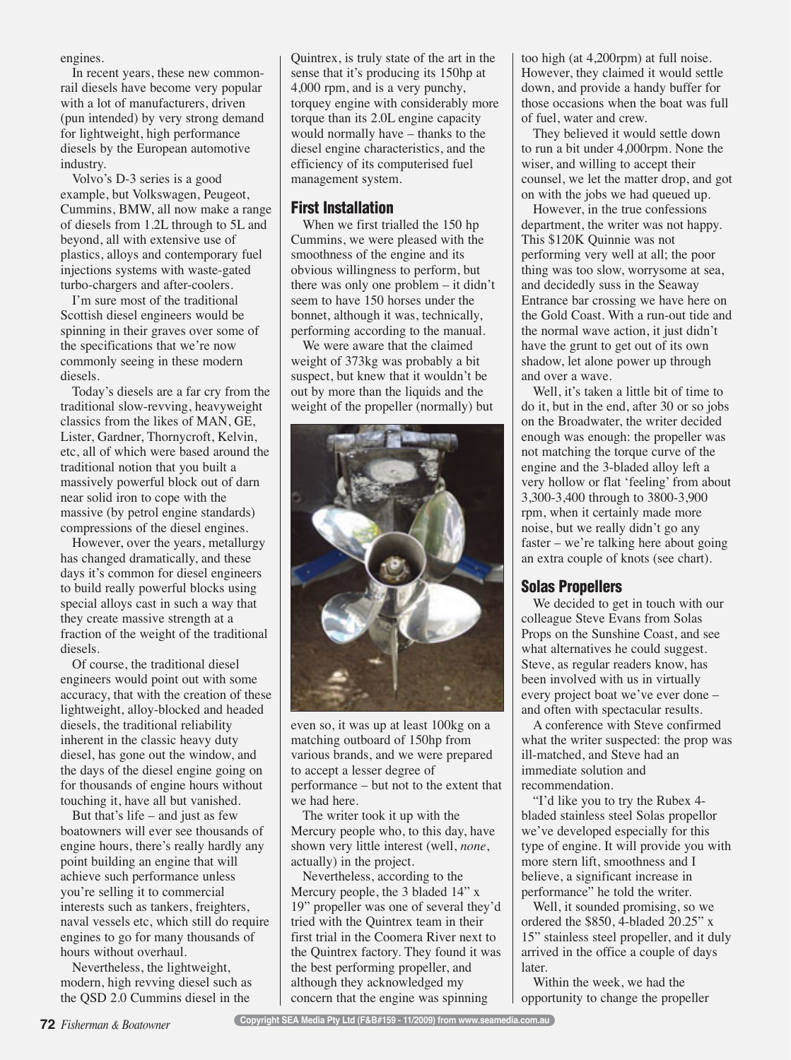engines.

In recent years, these new common-rail diesels have become very popular with a lot of manufacturers, driven (pun intended) by very strong demand for lightweight, high performance diesels by the European automotive industry.

Volvo's D-3 series is a good example, but Volkswagen, Peugeot, Cummins, BMW, all now make a range of diesels from 1.2L through to 5L and beyond, all with extensive use of plastics, alloys and contemporary fuel injections systems with waste-gated turbo-chargers and after-coolers.

I'm sure most of the traditional Scottish diesel engineers would be spinning in their graves over some of the specifications that we're now commonly seeing in these modern diesels.

Today's diesels are a far cry from the traditional slow-revving, heavyweight classics from the likes of MAN, GE, Lister, Gardner, Thornycroft, Kelvin, etc, all of which were based around the traditional notion that you built a massively powerful block out of darn near solid iron to cope with the massive (by petrol engine standards) compressions of the diesel engines.

However, over the years, metallurgy has changed dramatically, and these days it's common for diesel engineers to build really powerful blocks using special alloys cast in such a way that they create massive strength at a fraction of the weight of the traditional diesels.

Of course, the traditional diesel engineers would point out with some accuracy, that with the creation of these lightweight, alloy-blocked and headed diesels, the traditional reliability inherent in the classic heavy duty diesel, has gone out the window, and the days of the diesel engine going on for thousands of engine hours without touching it, have all but vanished.

But that's life – and just as few boatowners will ever see thousands of engine hours, there's really hardly any point building an engine that will achieve such performance unless you're selling it to commercial interests such as tankers, freighters, naval vessels etc, which still do require engines to go for many thousands of hours without overhaul.

Nevertheless, the lightweight, modern, high revving diesel such as the QSD 2.0 Cummins diesel in the Quintrex, is truly state of the art in the sense that it's producing its 150hp at 4,000 rpm, and is a very punchy, torquey engine with considerably more torque than its 2.0L engine capacity would normally have – thanks to the diesel engine characteristics, and the efficiency of its computerised fuel management system.

## First Installation

When we first trialled the 150 hp Cummins, we were pleased with the smoothness of the engine and its obvious willingness to perform, but there was only one problem – it didn't seem to have 150 horses under the bonnet, although it was, technically, performing according to the manual.

We were aware that the claimed weight of 373kg was probably a bit suspect, but knew that it wouldn't be out by more than the liquids and the weight of the propeller (normally) but even so, it was up at least 100kg on a matching outboard of 150hp from various brands, and we were prepared to accept a lesser degree of performance – but not to the extent that we had here.

The writer took it up with the Mercury people who, to this day, have shown very little interest (well, *none*, actually) in the project.

Nevertheless, according to the Mercury people, the 3 bladed 14" x 19" propeller was one of several they'd tried with the Quintrex team in their first trial in the Coomera River next to the Quintrex factory. They found it was the best performing propeller, and although they acknowledged my concern that the engine was spinning too high (at 4,200rpm) at full noise. However, they claimed it would settle down, and provide a handy buffer for those occasions when the boat was full of fuel, water and crew.

They believed it would settle down to run a bit under 4,000rpm. None the wiser, and willing to accept their counsel, we let the matter drop, and got on with the jobs we had queued up.

However, in the true confessions department, the writer was not happy. This $120K Quinnie was not performing very well at all; the poor thing was too slow, worrysome at sea, and decidedly suss in the Seaway Entrance bar crossing we have here on the Gold Coast. With a run-out tide and the normal wave action, it just didn't have the grunt to get out of its own shadow, let alone power up through and over a wave.

Well, it's taken a little bit of time to do it, but in the end, after 30 or so jobs on the Broadwater, the writer decided enough was enough: the propeller was not matching the torque curve of the engine and the 3-bladed alloy left a very hollow or flat 'feeling' from about 3,300-3,400 through to 3800-3,900 rpm, when it certainly made more noise, but we really didn't go any faster – we're talking here about going an extra couple of knots (see chart).

## Solas Propellers

We decided to get in touch with our colleague Steve Evans from Solas Props on the Sunshine Coast, and see what alternatives he could suggest. Steve, as regular readers know, has been involved with us in virtually every project boat we've ever done – and often with spectacular results.

A conference with Steve confirmed what the writer suspected: the prop was ill-matched, and Steve had an immediate solution and recommendation.

"I'd like you to try the Rubex 4-bladed stainless steel Solas propellor we've developed especially for this type of engine. It will provide you with more stern lift, smoothness and I believe, a significant increase in performance" he told the writer.

Well, it sounded promising, so we ordered the $850, 4-bladed 20.25" x 15" stainless steel propeller, and it duly arrived in the office a couple of days later.

Within the week, we had the opportunity to change the propeller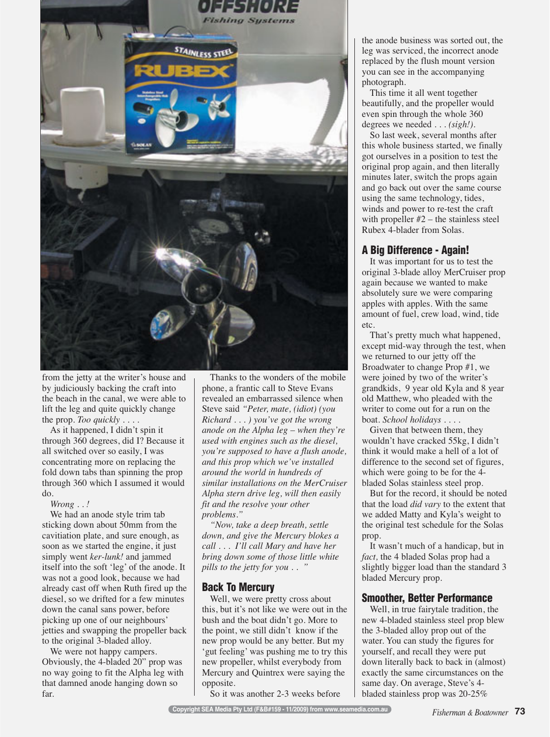from the jetty at the writer's house and by judiciously backing the craft into the beach in the canal, we were able to lift the leg and quite quickly change the prop. *Too quickly . . . .*

As it happened, I didn't spin it through 360 degrees, did I? Because it all switched over so easily, I was concentrating more on replacing the fold down tabs than spinning the prop through 360 which I assumed it would do.

*Wrong . . !*

We had an anode style trim tab sticking down about 50mm from the caviitiation plate, and sure enough, as soon as we started the engine, it just simply went *ker-lunk!* and jammed itself into the soft 'leg' of the anode. It was not a good look, because we had already cast off when Ruth fired up the diesel, so we drifted for a few minutes down the canal sans power, before picking up one of our neighbours' jetties and swapping the propeller back to the original 3-bladed alloy.

We were not happy campers. Obviously, the 4-bladed 20" prop was no way going to fit the Alpha leg with that damned anode hanging down so far.

Thanks to the wonders of the mobile phone, a frantic call to Steve Evans revealed an embarrassed silence when Steve said *"Peter, mate, (idiot) (you Richard . . . ) you've got the wrong anode on the Alpha leg – when they're used with engines such as the diesel, you're supposed to have a flush anode, and this prop which we've installed around the world in hundreds of similar installations on the MerCruiser Alpha stern drive leg, will then easily fit and the resolve your other problems."*

*"Now, take a deep breath, settle down, and give the Mercury blokes a call . . . I'll call Mary and have her bring down some of those little white pills to the jetty for you . . "*

## Back To Mercury

Well, we were pretty cross about this, but it's not like we were out in the bush and the boat didn't go. More to the point, we still didn't know if the new prop would be any better. But my 'gut feeling' was pushing me to try this new propeller, whilst everybody from Mercury and Quintrex were saying the opposite.

So it was another 2-3 weeks before the anode business was sorted out, the leg was serviced, the incorrect anode replaced by the flush mount version you can see in the accompanying photograph.

This time it all went together beautifully, and the propeller would even spin through the whole 360 degrees we needed . . . *(sigh!).*

So last week, several months after this whole business started, we finally got ourselves in a position to test the original prop again, and then literally minutes later, switch the props again and go back out over the same course using the same technology, tides, winds and power to re-test the craft with propeller #2 – the stainless steel Rubex 4-blader from Solas.

## A Big Difference - Again!

It was important for us to test the original 3-blade alloy MerCruiser prop again because we wanted to make absolutely sure we were comparing apples with apples. With the same amount of fuel, crew load, wind, tide etc.

That's pretty much what happened, except mid-way through the test, when we returned to our jetty off the Broadwater to change Prop #1, we were joined by two of the writer's grandkids, 9 year old Kyla and 8 year old Matthew, who pleaded with the writer to come out for a run on the boat. *School holidays . . . .*

Given that between them, they wouldn't have cracked 55kg, I didn't think it would make a hell of a lot of difference to the second set of figures, which were going to be for the 4-bladed Solas stainless steel prop.

But for the record, it should be noted that the load *did vary* to the extent that we added Matty and Kyla's weight to the original test schedule for the Solas prop.

It wasn't much of a handicap, but in *fact,* the 4 bladed Solas prop had a slightly bigger load than the standard 3 bladed Mercury prop.

## Smoother, Better Performance

Well, in true fairytale tradition, the new 4-bladed stainless steel prop blew the 3-bladed alloy prop out of the water. You can study the figures for yourself, and recall they were put down literally back to back in (almost) exactly the same circumstances on the same day. On average, Steve's 4-bladed stainless prop was 20-25%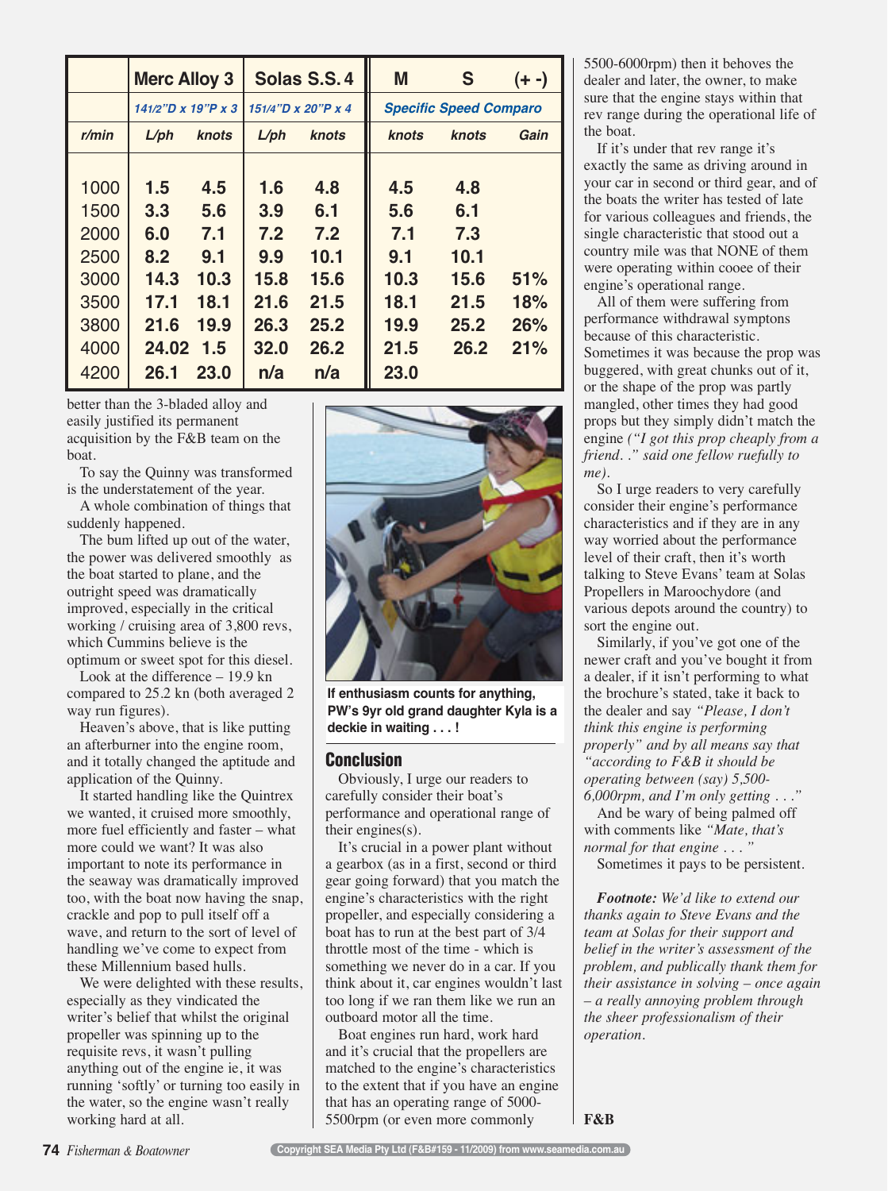| | Merc Alloy 3 | | Solas S.S. 4 | | M | S | (+ -) |
|---|---|---|---|---|---|---|---|
| | 14 1/2"D x 19"P x 3 | | 15 1/4"D x 20"P x 4 | | Specific Speed Comparo | | |
| r/min | L/ph | knots | L/ph | knots | knots | knots | Gain |
| 1000 | 1.5 | 4.5 | 1.6 | 4.8 | 4.5 | 4.8 | |
| 1500 | 3.3 | 5.6 | 3.9 | 6.1 | 5.6 | 6.1 | |
| 2000 | 6.0 | 7.1 | 7.2 | 7.2 | 7.1 | 7.3 | |
| 2500 | 8.2 | 9.1 | 9.9 | 10.1 | 9.1 | 10.1 | |
| 3000 | 14.3 | 10.3 | 15.8 | 15.6 | 10.3 | 15.6 | 51% |
| 3500 | 17.1 | 18.1 | 21.6 | 21.5 | 18.1 | 21.5 | 18% |
| 3800 | 21.6 | 19.9 | 26.3 | 25.2 | 19.9 | 25.2 | 26% |
| 4000 | 24.02 | 1.5 | 32.0 | 26.2 | 21.5 | 26.2 | 21% |
| 4200 | 26.1 | 23.0 | n/a | n/a | 23.0 | | |

better than the 3-bladed alloy and easily justified its permanent acquisition by the F&B team on the boat.

To say the Quinny was transformed is the understatement of the year.

A whole combination of things that suddenly happened.

The bum lifted up out of the water, the power was delivered smoothly as the boat started to plane, and the outright speed was dramatically improved, especially in the critical working / cruising area of 3,800 revs, which Cummins believe is the optimum or sweet spot for this diesel.

Look at the difference – 19.9 kn compared to 25.2 kn (both averaged 2 way run figures).

Heaven's above, that is like putting an afterburner into the engine room, and it totally changed the aptitude and application of the Quinny.

It started handling like the Quintrex we wanted, it cruised more smoothly, more fuel efficiently and faster – what more could we want? It was also important to note its performance in the seaway was dramatically improved too, with the boat now having the snap, crackle and pop to pull itself off a wave, and return to the sort of level of handling we've come to expect from these Millennium based hulls.

We were delighted with these results, especially as they vindicated the writer's belief that whilst the original propeller was spinning up to the requisite revs, it wasn't pulling anything out of the engine ie, it was running 'softly' or turning too easily in the water, so the engine wasn't really working hard at all.

**If enthusiasm counts for anything, PW's 9yr old grand daughter Kyla is a deckie in waiting . . . !**

## Conclusion

Obviously, I urge our readers to carefully consider their boat's performance and operational range of their engines(s).

It's crucial in a power plant without a gearbox (as in a first, second or third gear going forward) that you match the engine's characteristics with the right propeller, and especially considering a boat has to run at the best part of 3/4 throttle most of the time - which is something we never do in a car. If you think about it, car engines wouldn't last too long if we ran them like we run an outboard motor all the time.

Boat engines run hard, work hard and it's crucial that the propellers are matched to the engine's characteristics to the extent that if you have an engine that has an operating range of 5000-5500rpm (or even more commonly 5500-6000rpm) then it behoves the dealer and later, the owner, to make sure that the engine stays within that rev range during the operational life of the boat.

If it's under that rev range it's exactly the same as driving around in your car in second or third gear, and of the boats the writer has tested of late for various colleagues and friends, the single characteristic that stood out a country mile was that NONE of them were operating within cooee of their engine's operational range.

All of them were suffering from performance withdrawal symptons because of this characteristic. Sometimes it was because the prop was buggered, with great chunks out of it, or the shape of the prop was partly mangled, other times they had good props but they simply didn't match the engine *("I got this prop cheaply from a friend. ." said one fellow ruefully to me)*.

So I urge readers to very carefully consider their engine's performance characteristics and if they are in any way worried about the performance level of their craft, then it's worth talking to Steve Evans' team at Solas Propellers in Maroochydore (and various depots around the country) to sort the engine out.

Similarly, if you've got one of the newer craft and you've bought it from a dealer, if it isn't performing to what the brochure's stated, take it back to the dealer and say *"Please, I don't think this engine is performing properly"* and by all means say that *"according to F&B it should be operating between (say) 5,500-6,000rpm, and I'm only getting . . ."*

And be wary of being palmed off with comments like *"Mate, that's normal for that engine . . ."*

Sometimes it pays to be persistent.

***Footnote:*** *We'd like to extend our thanks again to Steve Evans and the team at Solas for their support and belief in the writer's assessment of the problem, and publically thank them for their assistance in solving – once again – a really annoying problem through the sheer professionalism of their operation.*

**F&B**